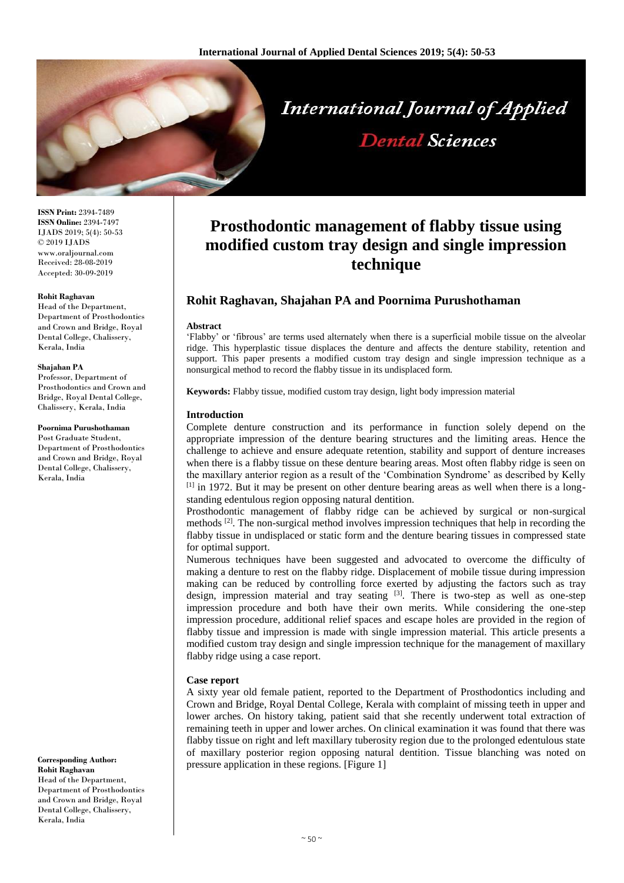# Prosthodontic management of flabby tissue using modified custom tray design and single impression technique

## Rohit Raghavan, Shajahan PA and Poornima Purushothaman

**ISSN Print:** 2394-7489
**ISSN Online:** 2394-7497
IJADS 2019; 5(4): 50-53
© 2019 IJADS
www.oraljournal.com
Received: 28-08-2019
Accepted: 30-09-2019

**Rohit Raghavan**
Head of the Department, Department of Prosthodontics and Crown and Bridge, Royal Dental College, Chalissery, Kerala, India

**Shajahan PA**
Professor, Department of Prosthodontics and Crown and Bridge, Royal Dental College, Chalissery, Kerala, India

**Poornima Purushothaman**
Post Graduate Student, Department of Prosthodontics and Crown and Bridge, Royal Dental College, Chalissery, Kerala, India

**Corresponding Author:**
**Rohit Raghavan**
Head of the Department, Department of Prosthodontics and Crown and Bridge, Royal Dental College, Chalissery, Kerala, India

### Abstract

'Flabby' or 'fibrous' are terms used alternately when there is a superficial mobile tissue on the alveolar ridge. This hyperplastic tissue displaces the denture and affects the denture stability, retention and support. This paper presents a modified custom tray design and single impression technique as a nonsurgical method to record the flabby tissue in its undisplaced form.

**Keywords:** Flabby tissue, modified custom tray design, light body impression material

### Introduction

Complete denture construction and its performance in function solely depend on the appropriate impression of the denture bearing structures and the limiting areas. Hence the challenge to achieve and ensure adequate retention, stability and support of denture increases when there is a flabby tissue on these denture bearing areas. Most often flabby ridge is seen on the maxillary anterior region as a result of the 'Combination Syndrome' as described by Kelly [1] in 1972. But it may be present on other denture bearing areas as well when there is a long-standing edentulous region opposing natural dentition.

Prosthodontic management of flabby ridge can be achieved by surgical or non-surgical methods [2]. The non-surgical method involves impression techniques that help in recording the flabby tissue in undisplaced or static form and the denture bearing tissues in compressed state for optimal support.

Numerous techniques have been suggested and advocated to overcome the difficulty of making a denture to rest on the flabby ridge. Displacement of mobile tissue during impression making can be reduced by controlling force exerted by adjusting the factors such as tray design, impression material and tray seating [3]. There is two-step as well as one-step impression procedure and both have their own merits. While considering the one-step impression procedure, additional relief spaces and escape holes are provided in the region of flabby tissue and impression is made with single impression material. This article presents a modified custom tray design and single impression technique for the management of maxillary flabby ridge using a case report.

### Case report

A sixty year old female patient, reported to the Department of Prosthodontics including and Crown and Bridge, Royal Dental College, Kerala with complaint of missing teeth in upper and lower arches. On history taking, patient said that she recently underwent total extraction of remaining teeth in upper and lower arches. On clinical examination it was found that there was flabby tissue on right and left maxillary tuberosity region due to the prolonged edentulous state of maxillary posterior region opposing natural dentition. Tissue blanching was noted on pressure application in these regions. [Figure 1]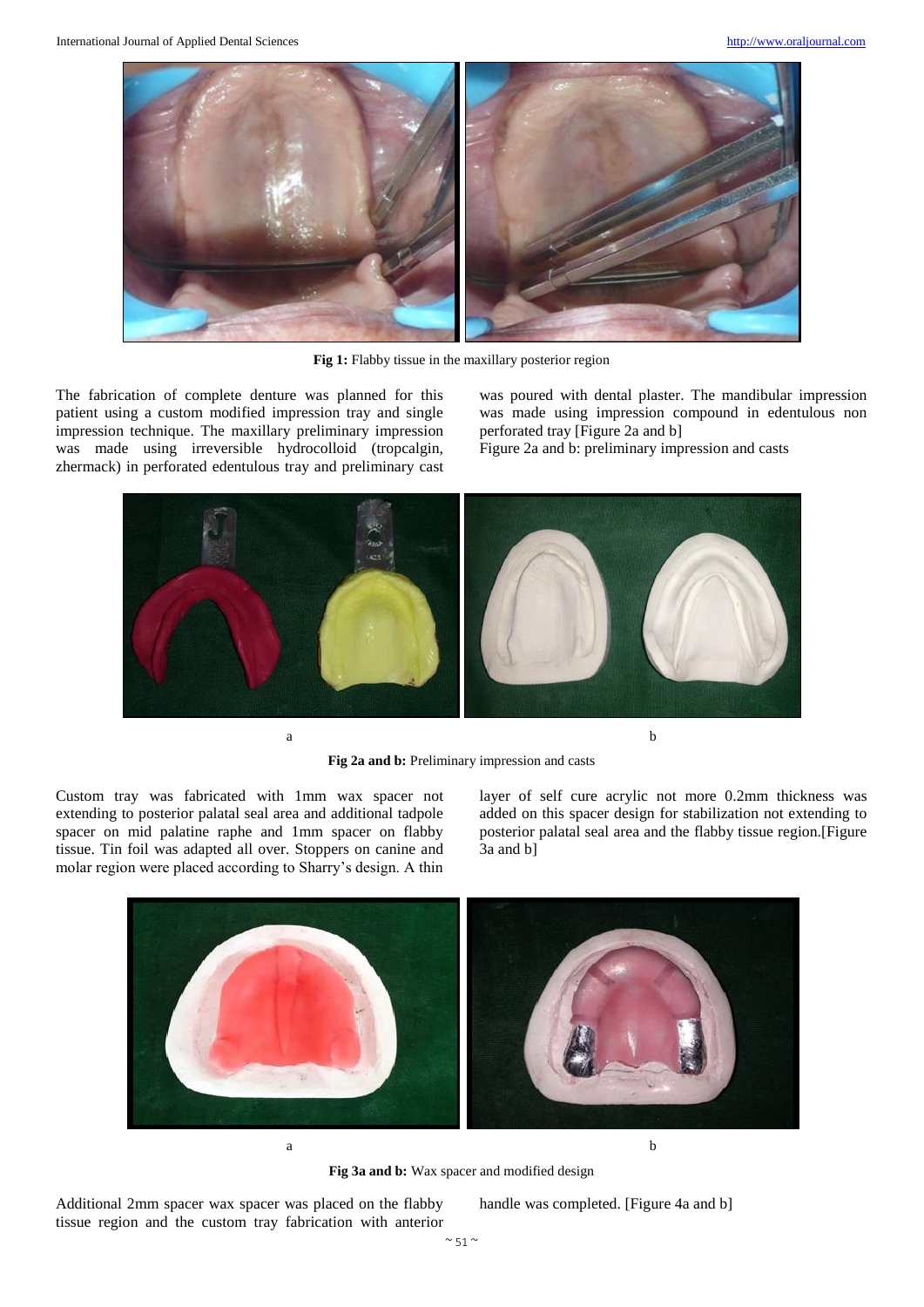Fig 1: Flabby tissue in the maxillary posterior region

The fabrication of complete denture was planned for this patient using a custom modified impression tray and single impression technique. The maxillary preliminary impression was made using irreversible hydrocolloid (tropcalgin, zhermack) in perforated edentulous tray and preliminary cast was poured with dental plaster. The mandibular impression was made using impression compound in edentulous non perforated tray [Figure 2a and b]

Figure 2a and b: preliminary impression and casts

a b

**Fig 2a and b:** Preliminary impression and casts

Custom tray was fabricated with 1mm wax spacer not extending to posterior palatal seal area and additional tadpole spacer on mid palatine raphe and 1mm spacer on flabby tissue. Tin foil was adapted all over. Stoppers on canine and molar region were placed according to Sharry's design. A thin layer of self cure acrylic not more 0.2mm thickness was added on this spacer design for stabilization not extending to posterior palatal seal area and the flabby tissue region.[Figure 3a and b]

a b

**Fig 3a and b:** Wax spacer and modified design

Additional 2mm spacer wax spacer was placed on the flabby tissue region and the custom tray fabrication with anterior handle was completed. [Figure 4a and b]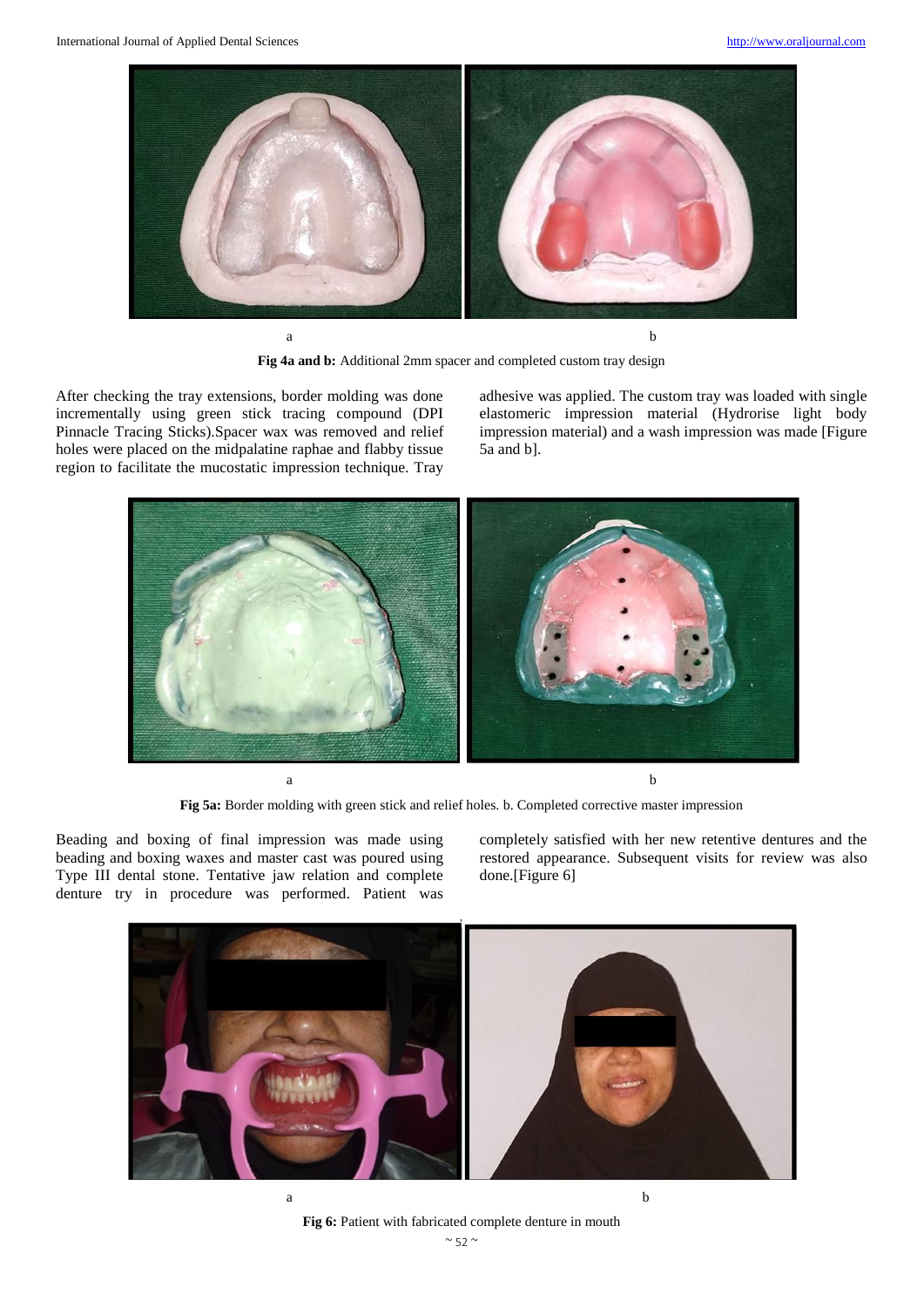a b

**Fig 4a and b:** Additional 2mm spacer and completed custom tray design

After checking the tray extensions, border molding was done incrementally using green stick tracing compound (DPI Pinnacle Tracing Sticks).Spacer wax was removed and relief holes were placed on the midpalatine raphae and flabby tissue region to facilitate the mucostatic impression technique. Tray adhesive was applied. The custom tray was loaded with single elastomeric impression material (Hydrorise light body impression material) and a wash impression was made [Figure 5a and b].

a b

**Fig 5a:** Border molding with green stick and relief holes. b. Completed corrective master impression

Beading and boxing of final impression was made using beading and boxing waxes and master cast was poured using Type III dental stone. Tentative jaw relation and complete denture try in procedure was performed. Patient was completely satisfied with her new retentive dentures and the restored appearance. Subsequent visits for review was also done.[Figure 6]

a b

**Fig 6:** Patient with fabricated complete denture in mouth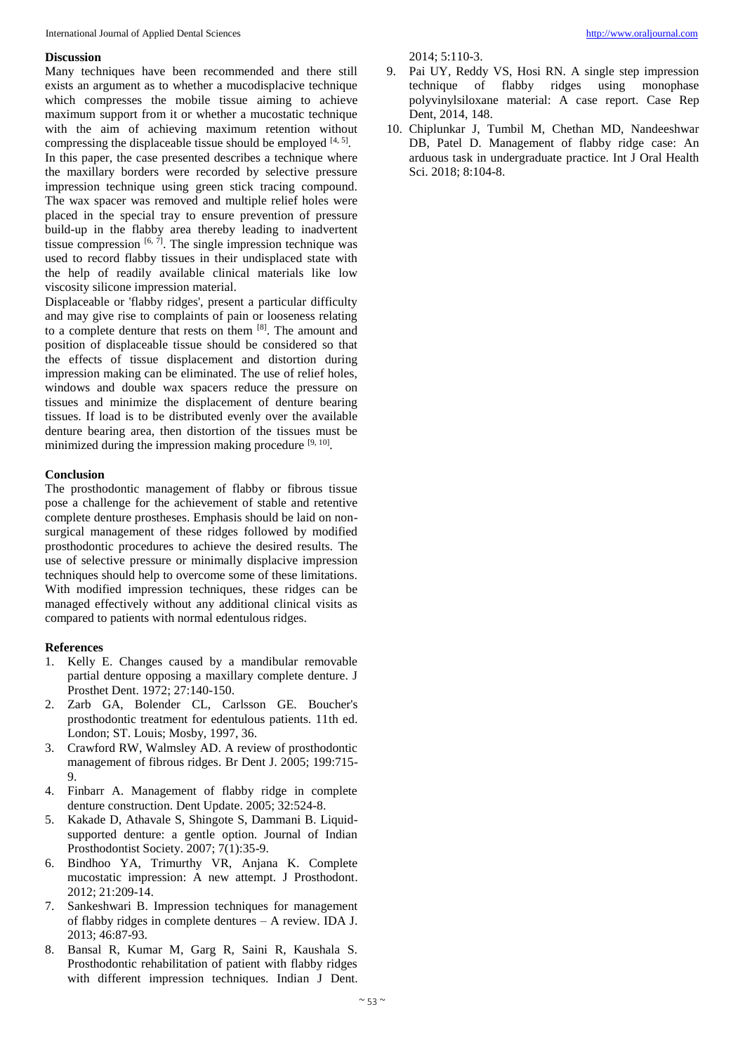## Discussion

Many techniques have been recommended and there still exists an argument as to whether a mucodisplacive technique which compresses the mobile tissue aiming to achieve maximum support from it or whether a mucostatic technique with the aim of achieving maximum retention without compressing the displaceable tissue should be employed [4, 5].

In this paper, the case presented describes a technique where the maxillary borders were recorded by selective pressure impression technique using green stick tracing compound. The wax spacer was removed and multiple relief holes were placed in the special tray to ensure prevention of pressure build-up in the flabby area thereby leading to inadvertent tissue compression [6, 7]. The single impression technique was used to record flabby tissues in their undisplaced state with the help of readily available clinical materials like low viscosity silicone impression material.

Displaceable or 'flabby ridges', present a particular difficulty and may give rise to complaints of pain or looseness relating to a complete denture that rests on them [8]. The amount and position of displaceable tissue should be considered so that the effects of tissue displacement and distortion during impression making can be eliminated. The use of relief holes, windows and double wax spacers reduce the pressure on tissues and minimize the displacement of denture bearing tissues. If load is to be distributed evenly over the available denture bearing area, then distortion of the tissues must be minimized during the impression making procedure [9, 10].

## Conclusion

The prosthodontic management of flabby or fibrous tissue pose a challenge for the achievement of stable and retentive complete denture prostheses. Emphasis should be laid on non-surgical management of these ridges followed by modified prosthodontic procedures to achieve the desired results. The use of selective pressure or minimally displacive impression techniques should help to overcome some of these limitations. With modified impression techniques, these ridges can be managed effectively without any additional clinical visits as compared to patients with normal edentulous ridges.

## References

1. Kelly E. Changes caused by a mandibular removable partial denture opposing a maxillary complete denture. J Prosthet Dent. 1972; 27:140-150.
2. Zarb GA, Bolender CL, Carlsson GE. Boucher's prosthodontic treatment for edentulous patients. 11th ed. London; ST. Louis; Mosby, 1997, 36.
3. Crawford RW, Walmsley AD. A review of prosthodontic management of fibrous ridges. Br Dent J. 2005; 199:715-9.
4. Finbarr A. Management of flabby ridge in complete denture construction. Dent Update. 2005; 32:524-8.
5. Kakade D, Athavale S, Shingote S, Dammani B. Liquid-supported denture: a gentle option. Journal of Indian Prosthodontist Society. 2007; 7(1):35-9.
6. Bindhoo YA, Trimurthy VR, Anjana K. Complete mucostatic impression: A new attempt. J Prosthodont. 2012; 21:209-14.
7. Sankeshwari B. Impression techniques for management of flabby ridges in complete dentures – A review. IDA J. 2013; 46:87-93.
8. Bansal R, Kumar M, Garg R, Saini R, Kaushala S. Prosthodontic rehabilitation of patient with flabby ridges with different impression techniques. Indian J Dent. 2014; 5:110-3.
9. Pai UY, Reddy VS, Hosi RN. A single step impression technique of flabby ridges using monophase polyvinylsiloxane material: A case report. Case Rep Dent, 2014, 148.
10. Chiplunkar J, Tumbil M, Chethan MD, Nandeeshwar DB, Patel D. Management of flabby ridge case: An arduous task in undergraduate practice. Int J Oral Health Sci. 2018; 8:104-8.